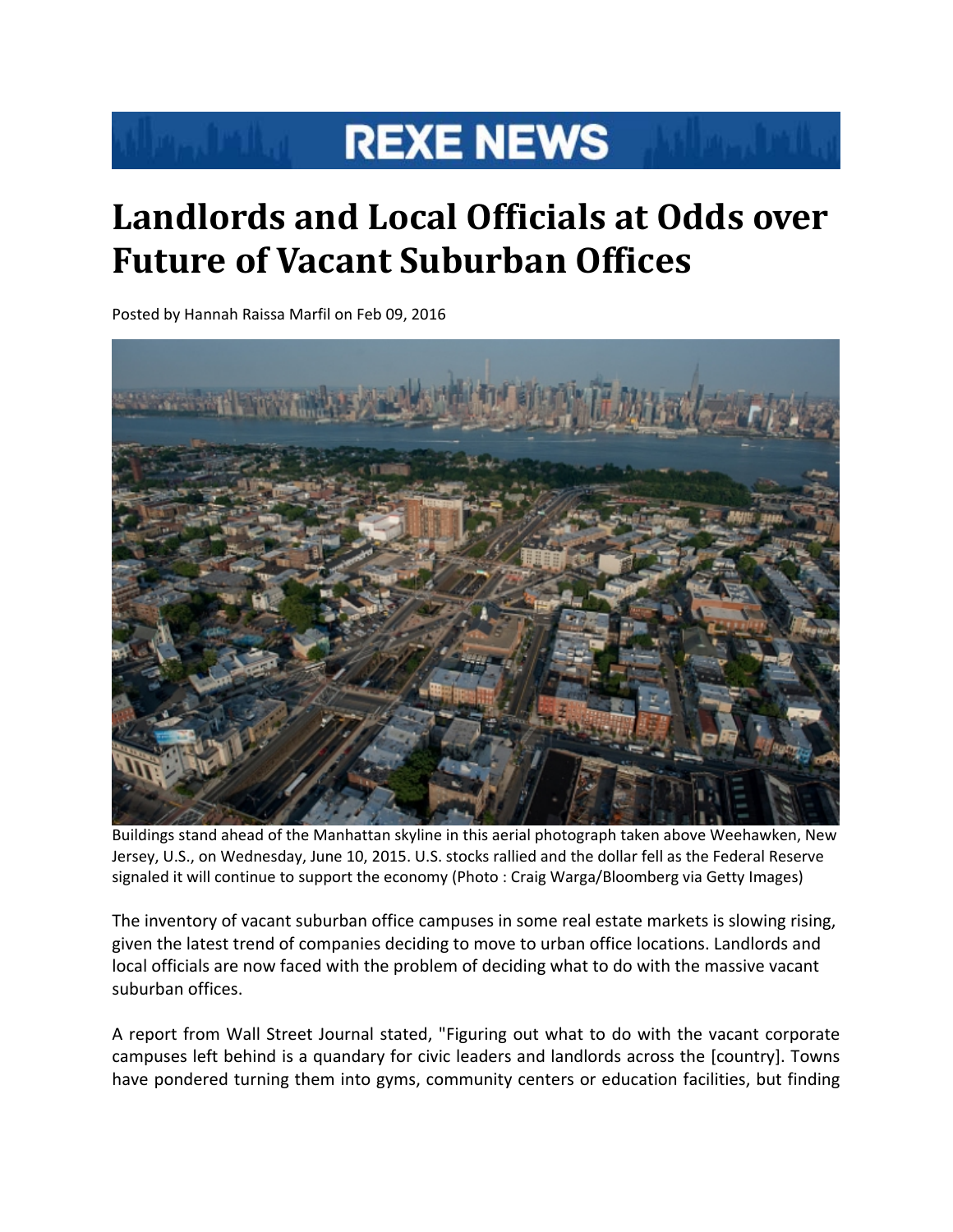# REXE NEWS

# Landlords and Local Officials at Odds over Future of Vacant Suburban Offices

Posted by Hannah Raissa Marfil on Feb 09, 2016

Buildings stand ahead of the Manhattan skyline in this aerial photograph taken above Weehawken, New Jersey, U.S., on Wednesday, June 10, 2015. U.S. stocks rallied and the dollar fell as the Federal Reserve signaled it will continue to support the economy (Photo : Craig Warga/Bloomberg via Getty Images)

The inventory of vacant suburban office campuses in some real estate markets is slowing rising, given the latest trend of companies deciding to move to urban office locations. Landlords and local officials are now faced with the problem of deciding what to do with the massive vacant suburban offices.

A report from Wall Street Journal stated, "Figuring out what to do with the vacant corporate campuses left behind is a quandary for civic leaders and landlords across the [country]. Towns have pondered turning them into gyms, community centers or education facilities, but finding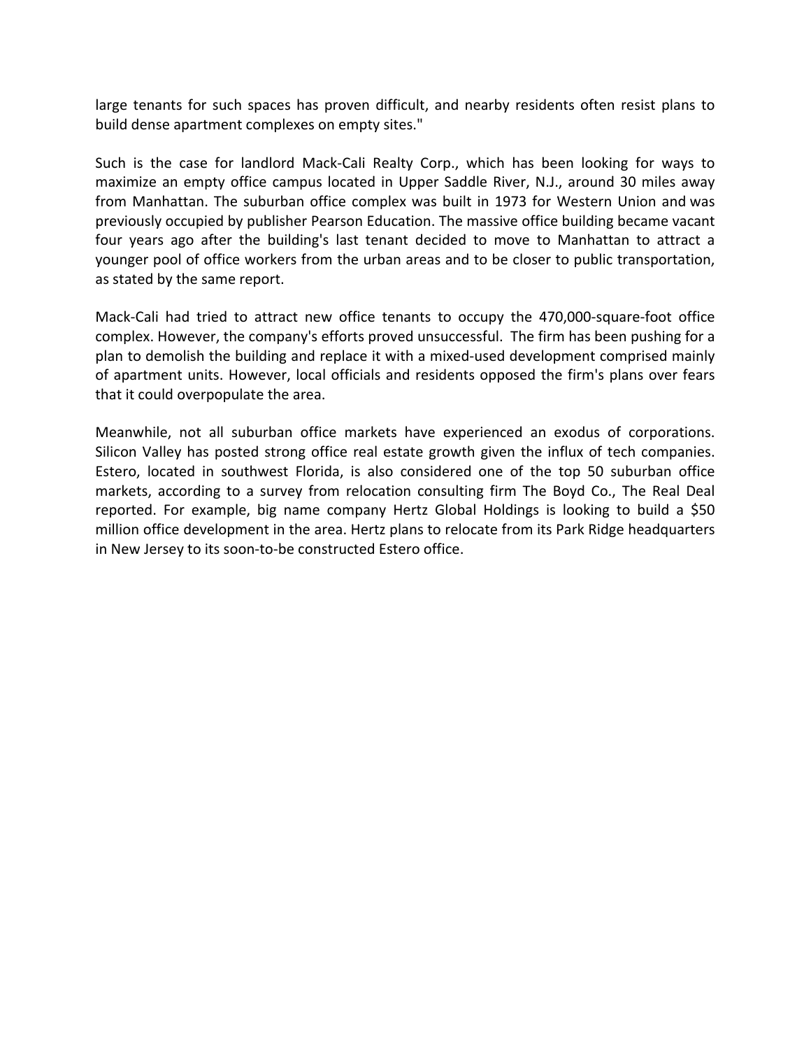large tenants for such spaces has proven difficult, and nearby residents often resist plans to build dense apartment complexes on empty sites."

Such is the case for landlord Mack-Cali Realty Corp., which has been looking for ways to maximize an empty office campus located in Upper Saddle River, N.J., around 30 miles away from Manhattan. The suburban office complex was built in 1973 for Western Union and was previously occupied by publisher Pearson Education. The massive office building became vacant four years ago after the building's last tenant decided to move to Manhattan to attract a younger pool of office workers from the urban areas and to be closer to public transportation, as stated by the same report.

Mack-Cali had tried to attract new office tenants to occupy the 470,000-square-foot office complex. However, the company's efforts proved unsuccessful. The firm has been pushing for a plan to demolish the building and replace it with a mixed-used development comprised mainly of apartment units. However, local officials and residents opposed the firm's plans over fears that it could overpopulate the area.

Meanwhile, not all suburban office markets have experienced an exodus of corporations. Silicon Valley has posted strong office real estate growth given the influx of tech companies. Estero, located in southwest Florida, is also considered one of the top 50 suburban office markets, according to a survey from relocation consulting firm The Boyd Co., The Real Deal reported. For example, big name company Hertz Global Holdings is looking to build a $50 million office development in the area. Hertz plans to relocate from its Park Ridge headquarters in New Jersey to its soon-to-be constructed Estero office.